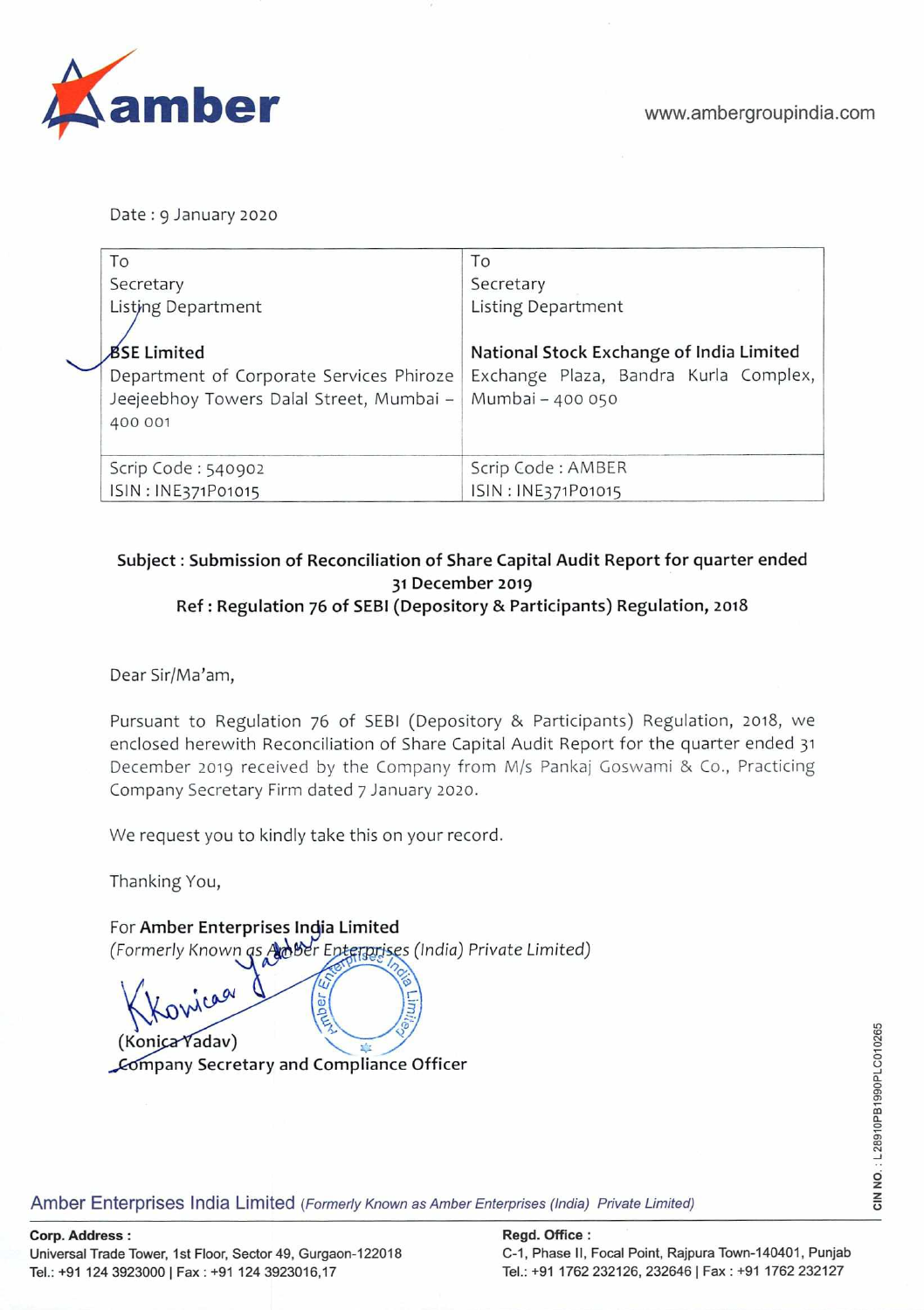amber

www.ambergroupindia.com

Date : 9 January 2020

| | |
|---|---|
| To<br>Secretary<br>Listing Department<br><br>**BSE Limited**<br>Department of Corporate Services Phiroze Jeejeebhoy Towers Dalal Street, Mumbai – 400 001 | To<br>Secretary<br>Listing Department<br><br>**National Stock Exchange of India Limited**<br>Exchange Plaza, Bandra Kurla Complex, Mumbai – 400 050 |
| Scrip Code : 540902<br>ISIN : INE371P01015 | Scrip Code : AMBER<br>ISIN : INE371P01015 |

**Subject : Submission of Reconciliation of Share Capital Audit Report for quarter ended 31 December 2019**
**Ref : Regulation 76 of SEBI (Depository & Participants) Regulation, 2018**

Dear Sir/Ma'am,

Pursuant to Regulation 76 of SEBI (Depository & Participants) Regulation, 2018, we enclosed herewith Reconciliation of Share Capital Audit Report for the quarter ended 31 December 2019 received by the Company from M/s Pankaj Goswami & Co., Practicing Company Secretary Firm dated 7 January 2020.

We request you to kindly take this on your record.

Thanking You,

For **Amber Enterprises India Limited**
*(Formerly Known as Amber Enterprises (India) Private Limited)*

(Konica Yadav)
**Company Secretary and Compliance Officer**

Amber Enterprises India Limited *(Formerly Known as Amber Enterprises (India) Private Limited)*

**Corp. Address :**
Universal Trade Tower, 1st Floor, Sector 49, Gurgaon-122018
Tel.: +91 124 3923000 | Fax : +91 124 3923016,17

**Regd. Office :**
C-1, Phase II, Focal Point, Rajpura Town-140401, Punjab
Tel.: +91 1762 232126, 232646 | Fax : +91 1762 232127

CIN NO. : L28910PB1990PLC010265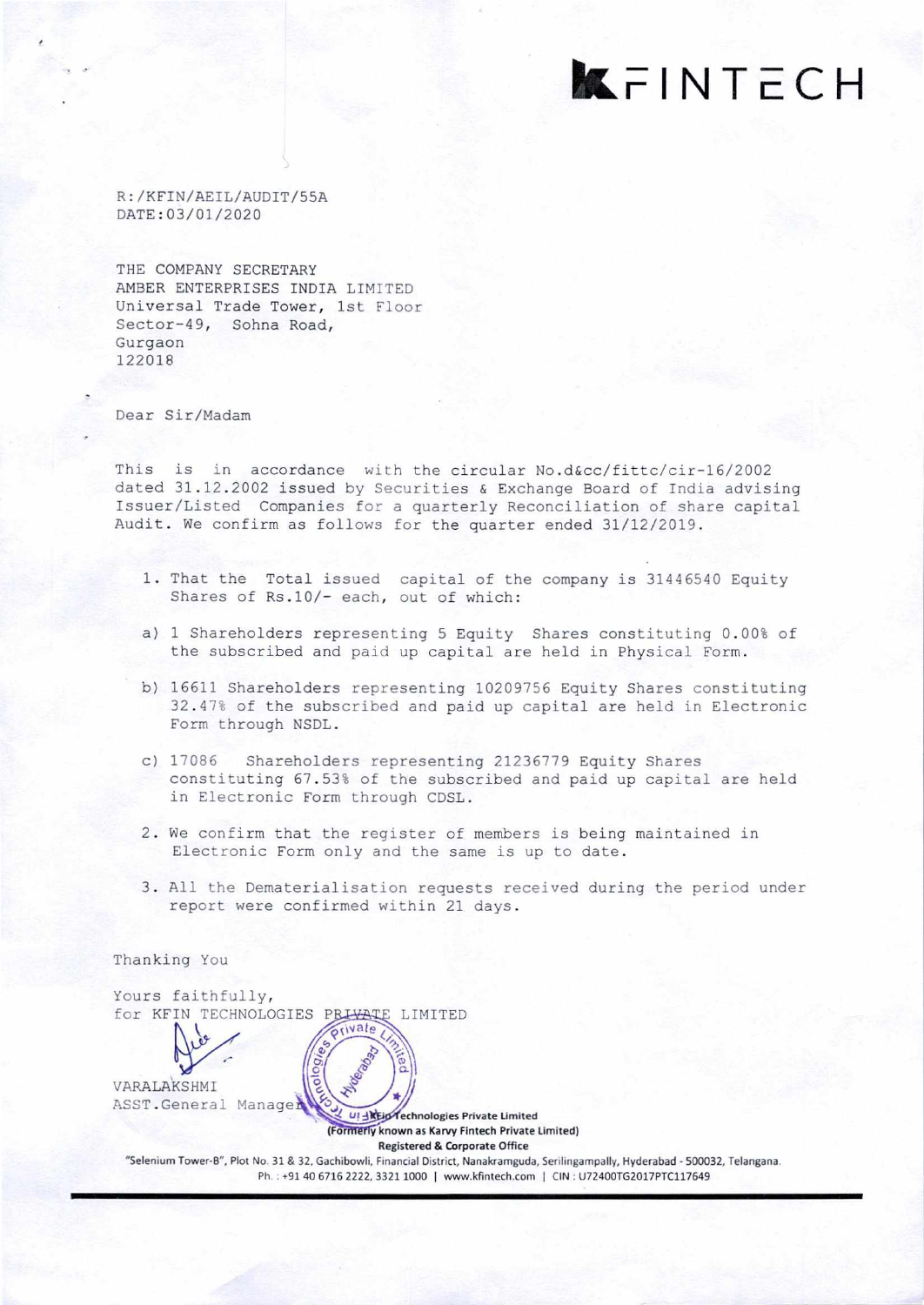KFINTECH

R:/KFIN/AEIL/AUDIT/55A
DATE:03/01/2020

THE COMPANY SECRETARY
AMBER ENTERPRISES INDIA LIMITED
Universal Trade Tower, 1st Floor
Sector-49, Sohna Road,
Gurgaon
122018

Dear Sir/Madam

This is in accordance with the circular No.d&cc/fittc/cir-16/2002 dated 31.12.2002 issued by Securities & Exchange Board of India advising Issuer/Listed Companies for a quarterly Reconciliation of share capital Audit. We confirm as follows for the quarter ended 31/12/2019.

1. That the Total issued capital of the company is 31446540 Equity Shares of Rs.10/- each, out of which:

a) 1 Shareholders representing 5 Equity Shares constituting 0.00% of the subscribed and paid up capital are held in Physical Form.

b) 16611 Shareholders representing 10209756 Equity Shares constituting 32.47% of the subscribed and paid up capital are held in Electronic Form through NSDL.

c) 17086 Shareholders representing 21236779 Equity Shares constituting 67.53% of the subscribed and paid up capital are held in Electronic Form through CDSL.

2. We confirm that the register of members is being maintained in Electronic Form only and the same is up to date.

3. All the Dematerialisation requests received during the period under report were confirmed within 21 days.

Thanking You

Yours faithfully,
for KFIN TECHNOLOGIES PRIVATE LIMITED

VARALAKSHMI
ASST.General Manager

KFin Technologies Private Limited
(Formerly known as Karvy Fintech Private Limited)
Registered & Corporate Office
"Selenium Tower-B", Plot No. 31 & 32, Gachibowli, Financial District, Nanakramguda, Serilingampally, Hyderabad - 500032, Telangana.
Ph. : +91 40 6716 2222, 3321 1000 | www.kfintech.com | CIN : U72400TG2017PTC117649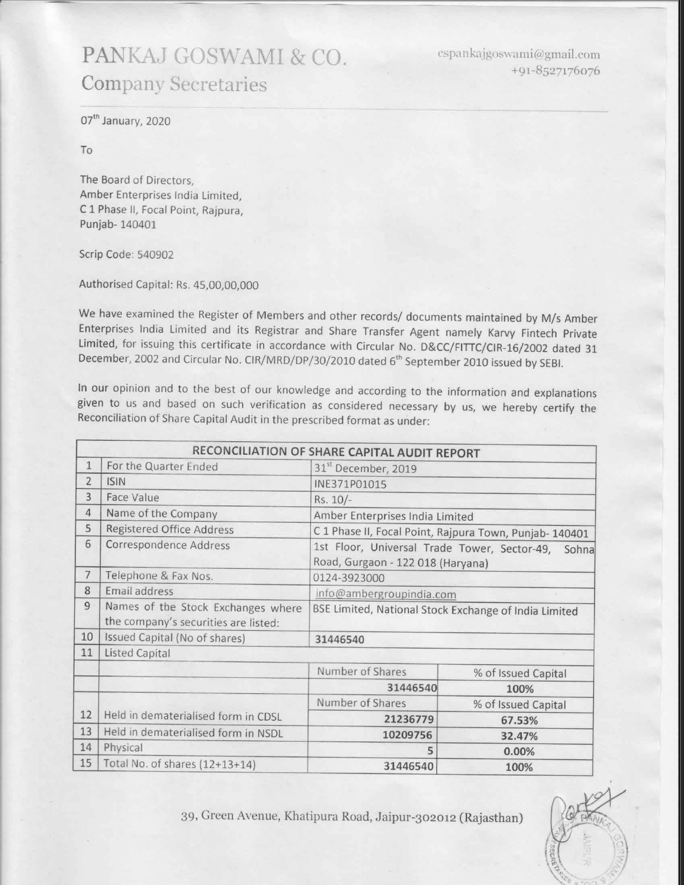# PANKAJ GOSWAMI & CO.
## Company Secretaries

cspankajgoswami@gmail.com
+91-8527176076

07th January, 2020

To

The Board of Directors,
Amber Enterprises India Limited,
C 1 Phase II, Focal Point, Rajpura,
Punjab- 140401

Scrip Code: 540902

Authorised Capital: Rs. 45,00,00,000

We have examined the Register of Members and other records/ documents maintained by M/s Amber Enterprises India Limited and its Registrar and Share Transfer Agent namely Karvy Fintech Private Limited, for issuing this certificate in accordance with Circular No. D&CC/FITTC/CIR-16/2002 dated 31 December, 2002 and Circular No. CIR/MRD/DP/30/2010 dated 6th September 2010 issued by SEBI.

In our opinion and to the best of our knowledge and according to the information and explanations given to us and based on such verification as considered necessary by us, we hereby certify the Reconciliation of Share Capital Audit in the prescribed format as under:

| RECONCILIATION OF SHARE CAPITAL AUDIT REPORT | | | |
|---|---|---|---|
| 1 | For the Quarter Ended | 31st December, 2019 | |
| 2 | ISIN | INE371P01015 | |
| 3 | Face Value | Rs. 10/- | |
| 4 | Name of the Company | Amber Enterprises India Limited | |
| 5 | Registered Office Address | C 1 Phase II, Focal Point, Rajpura Town, Punjab- 140401 | |
| 6 | Correspondence Address | 1st Floor, Universal Trade Tower, Sector-49, Sohna Road, Gurgaon - 122 018 (Haryana) | |
| 7 | Telephone & Fax Nos. | 0124-3923000 | |
| 8 | Email address | info@ambergroupindia.com | |
| 9 | Names of the Stock Exchanges where the company's securities are listed: | BSE Limited, National Stock Exchange of India Limited | |
| 10 | Issued Capital (No of shares) | 31446540 | |
| 11 | Listed Capital | | |
| | | Number of Shares | % of Issued Capital |
| | | 31446540 | 100% |
| | | Number of Shares | % of Issued Capital |
| 12 | Held in dematerialised form in CDSL | 21236779 | 67.53% |
| 13 | Held in dematerialised form in NSDL | 10209756 | 32.47% |
| 14 | Physical | 5 | 0.00% |
| 15 | Total No. of shares (12+13+14) | 31446540 | 100% |

39, Green Avenue, Khatipura Road, Jaipur-302012 (Rajasthan)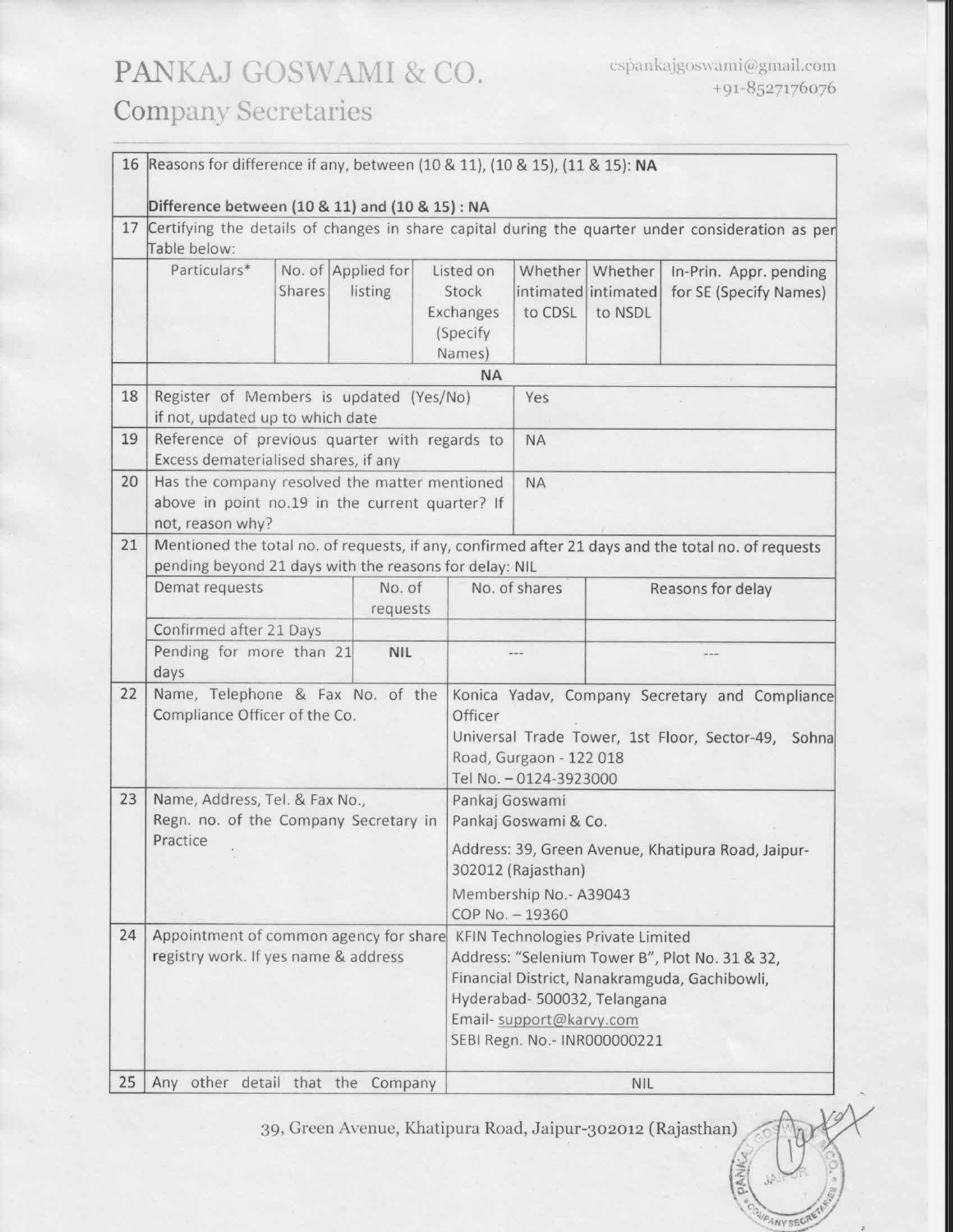| | | | | | | | | |
|---|---|---|---|---|---|---|---|---|
| 16 | Reasons for difference if any, between (10 & 11), (10 & 15), (11 & 15): **NA**<br><br>**Difference between (10 & 11) and (10 & 15) : NA** | | | | | | | |
| 17 | Certifying the details of changes in share capital during the quarter under consideration as per Table below: | | | | | | | |
| | Particulars* | No. of Shares | Applied for listing | Listed on Stock Exchanges (Specify Names) | Whether intimated to CDSL | Whether intimated to NSDL | In-Prin. Appr. pending for SE (Specify Names) | |
| | | | | NA | | | | |
| 18 | Register of Members is updated (Yes/No) if not, updated up to which date | | | | Yes | | | |
| 19 | Reference of previous quarter with regards to Excess dematerialised shares, if any | | | | NA | | | |
| 20 | Has the company resolved the matter mentioned above in point no.19 in the current quarter? If not, reason why? | | | | NA | | | |
| 21 | Mentioned the total no. of requests, if any, confirmed after 21 days and the total no. of requests pending beyond 21 days with the reasons for delay: NIL | | | | | | | |
| | Demat requests | No. of requests | No. of shares | Reasons for delay | | | | |
| | Confirmed after 21 Days | | | | | | | |
| | Pending for more than 21 days | NIL | --- | --- | | | | |
| 22 | Name, Telephone & Fax No. of the Compliance Officer of the Co. | | | Konica Yadav, Company Secretary and Compliance Officer<br>Universal Trade Tower, 1st Floor, Sector-49, Sohna Road, Gurgaon - 122 018<br>Tel No. – 0124-3923000 | | | | |
| 23 | Name, Address, Tel. & Fax No., Regn. no. of the Company Secretary in Practice | | | Pankaj Goswami<br>Pankaj Goswami & Co.<br>Address: 39, Green Avenue, Khatipura Road, Jaipur-302012 (Rajasthan)<br>Membership No.- A39043<br>COP No. – 19360 | | | | |
| 24 | Appointment of common agency for share registry work. If yes name & address | | | KFIN Technologies Private Limited<br>Address: "Selenium Tower B", Plot No. 31 & 32, Financial District, Nanakramguda, Gachibowli, Hyderabad- 500032, Telangana<br>Email- support@karvy.com<br>SEBI Regn. No.- INR000000221 | | | | |
| 25 | Any other detail that the Company | | | NIL | | | | |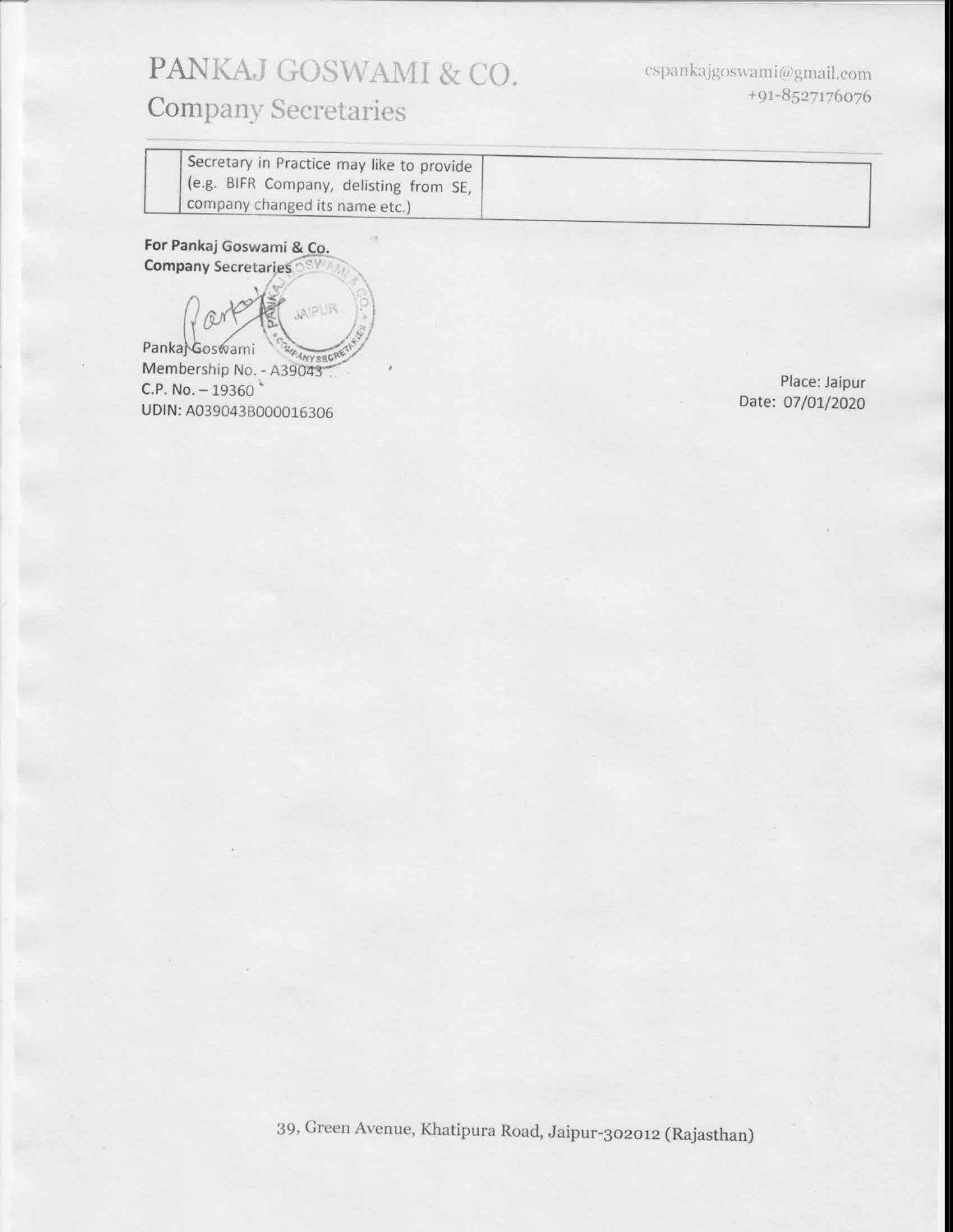| | | |
|---|---|---|
| | Secretary in Practice may like to provide (e.g. BIFR Company, delisting from SE, company changed its name etc.) | |

**For Pankaj Goswami & Co.**
**Company Secretaries**

Pankaj Goswami
Membership No. - A39043
C.P. No. – 19360
UDIN: A039043B000016306

Place: Jaipur
Date: 07/01/2020